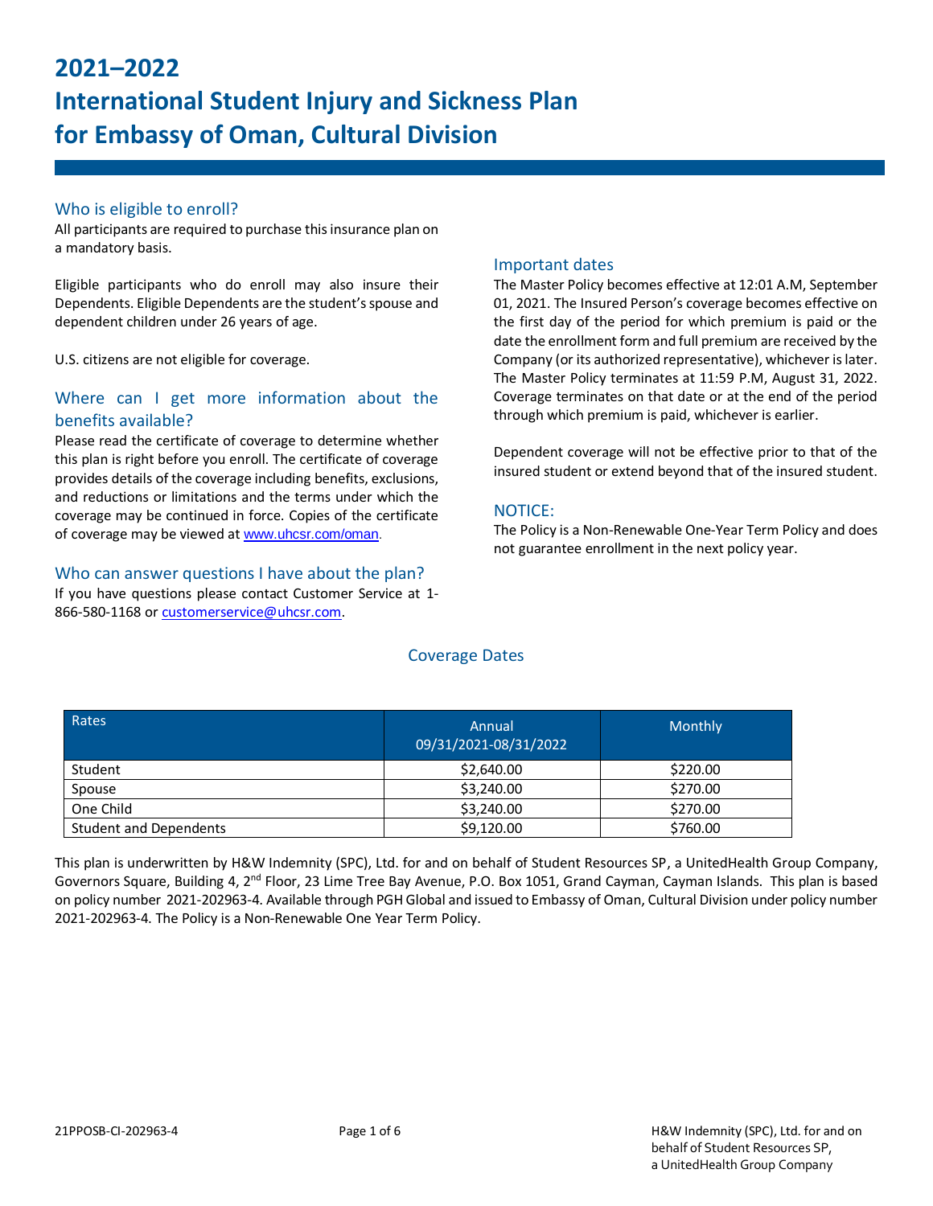# 2021–2022
# International Student Injury and Sickness Plan for Embassy of Oman, Cultural Division

## Who is eligible to enroll?

All participants are required to purchase this insurance plan on a mandatory basis.

Eligible participants who do enroll may also insure their Dependents. Eligible Dependents are the student's spouse and dependent children under 26 years of age.

U.S. citizens are not eligible for coverage.

## Where can I get more information about the benefits available?

Please read the certificate of coverage to determine whether this plan is right before you enroll. The certificate of coverage provides details of the coverage including benefits, exclusions, and reductions or limitations and the terms under which the coverage may be continued in force. Copies of the certificate of coverage may be viewed at www.uhcsr.com/oman.

## Who can answer questions I have about the plan?

If you have questions please contact Customer Service at 1-866-580-1168 or customerservice@uhcsr.com.

## Important dates

The Master Policy becomes effective at 12:01 A.M, September 01, 2021. The Insured Person's coverage becomes effective on the first day of the period for which premium is paid or the date the enrollment form and full premium are received by the Company (or its authorized representative), whichever is later. The Master Policy terminates at 11:59 P.M, August 31, 2022. Coverage terminates on that date or at the end of the period through which premium is paid, whichever is earlier.

Dependent coverage will not be effective prior to that of the insured student or extend beyond that of the insured student.

## NOTICE:

The Policy is a Non-Renewable One-Year Term Policy and does not guarantee enrollment in the next policy year.

## Coverage Dates

| Rates | Annual 09/31/2021-08/31/2022 | Monthly |
|---|---|---|
| Student | $2,640.00 | $220.00 |
| Spouse | $3,240.00 | $270.00 |
| One Child | $3,240.00 | $270.00 |
| Student and Dependents | $9,120.00 | $760.00 |

This plan is underwritten by H&W Indemnity (SPC), Ltd. for and on behalf of Student Resources SP, a UnitedHealth Group Company, Governors Square, Building 4, 2nd Floor, 23 Lime Tree Bay Avenue, P.O. Box 1051, Grand Cayman, Cayman Islands. This plan is based on policy number 2021-202963-4. Available through PGH Global and issued to Embassy of Oman, Cultural Division under policy number 2021-202963-4. The Policy is a Non-Renewable One Year Term Policy.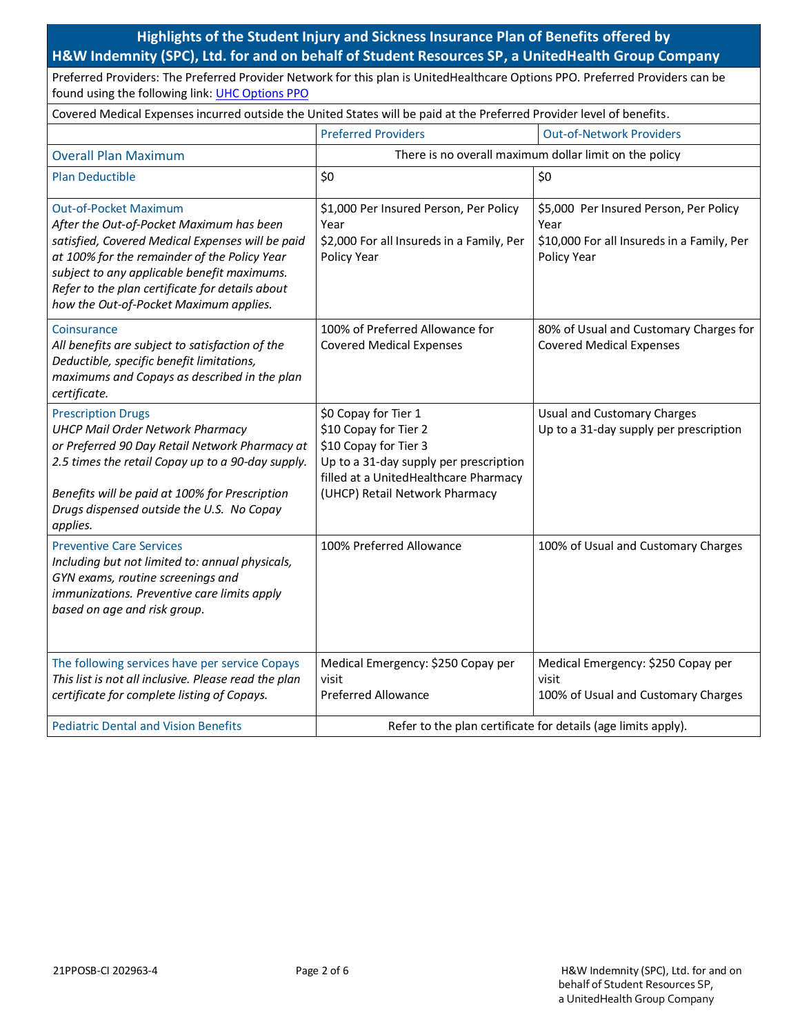## Highlights of the Student Injury and Sickness Insurance Plan of Benefits offered by H&W Indemnity (SPC), Ltd. for and on behalf of Student Resources SP, a UnitedHealth Group Company

Preferred Providers: The Preferred Provider Network for this plan is UnitedHealthcare Options PPO. Preferred Providers can be found using the following link: UHC Options PPO

Covered Medical Expenses incurred outside the United States will be paid at the Preferred Provider level of benefits.

| | Preferred Providers | Out-of-Network Providers |
|---|---|---|
| Overall Plan Maximum | There is no overall maximum dollar limit on the policy | |
| Plan Deductible | $0 | $0 |
| Out-of-Pocket Maximum<br>*After the Out-of-Pocket Maximum has been satisfied, Covered Medical Expenses will be paid at 100% for the remainder of the Policy Year subject to any applicable benefit maximums. Refer to the plan certificate for details about how the Out-of-Pocket Maximum applies.* | $1,000 Per Insured Person, Per Policy Year<br>$2,000 For all Insureds in a Family, Per Policy Year | $5,000 Per Insured Person, Per Policy Year<br>$10,000 For all Insureds in a Family, Per Policy Year |
| Coinsurance<br>*All benefits are subject to satisfaction of the Deductible, specific benefit limitations, maximums and Copays as described in the plan certificate.* | 100% of Preferred Allowance for Covered Medical Expenses | 80% of Usual and Customary Charges for Covered Medical Expenses |
| Prescription Drugs<br>*UHCP Mail Order Network Pharmacy or Preferred 90 Day Retail Network Pharmacy at 2.5 times the retail Copay up to a 90-day supply.*<br><br>*Benefits will be paid at 100% for Prescription Drugs dispensed outside the U.S. No Copay applies.* | $0 Copay for Tier 1<br>$10 Copay for Tier 2<br>$10 Copay for Tier 3<br>Up to a 31-day supply per prescription filled at a UnitedHealthcare Pharmacy (UHCP) Retail Network Pharmacy | Usual and Customary Charges<br>Up to a 31-day supply per prescription |
| Preventive Care Services<br>*Including but not limited to: annual physicals, GYN exams, routine screenings and immunizations. Preventive care limits apply based on age and risk group.* | 100% Preferred Allowance | 100% of Usual and Customary Charges |
| The following services have per service Copays<br>*This list is not all inclusive. Please read the plan certificate for complete listing of Copays.* | Medical Emergency: $250 Copay per visit<br>Preferred Allowance | Medical Emergency: $250 Copay per visit<br>100% of Usual and Customary Charges |
| Pediatric Dental and Vision Benefits | Refer to the plan certificate for details (age limits apply). | |

21PPOSB-CI 202963-4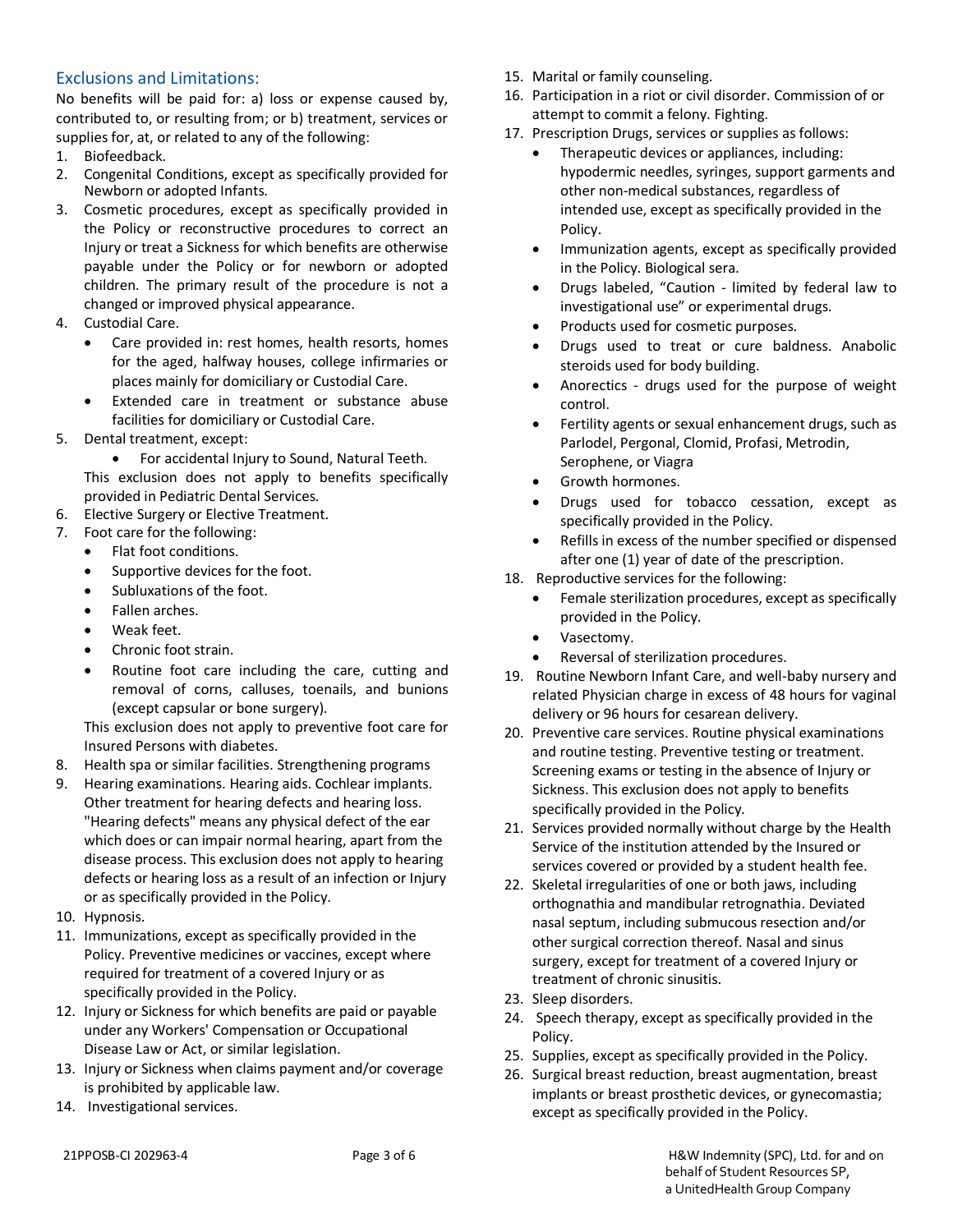## Exclusions and Limitations:

No benefits will be paid for: a) loss or expense caused by, contributed to, or resulting from; or b) treatment, services or supplies for, at, or related to any of the following:

1. Biofeedback.
2. Congenital Conditions, except as specifically provided for Newborn or adopted Infants.
3. Cosmetic procedures, except as specifically provided in the Policy or reconstructive procedures to correct an Injury or treat a Sickness for which benefits are otherwise payable under the Policy or for newborn or adopted children. The primary result of the procedure is not a changed or improved physical appearance.
4. Custodial Care.
   - Care provided in: rest homes, health resorts, homes for the aged, halfway houses, college infirmaries or places mainly for domiciliary or Custodial Care.
   - Extended care in treatment or substance abuse facilities for domiciliary or Custodial Care.
5. Dental treatment, except:
   - For accidental Injury to Sound, Natural Teeth.

   This exclusion does not apply to benefits specifically provided in Pediatric Dental Services.
6. Elective Surgery or Elective Treatment.
7. Foot care for the following:
   - Flat foot conditions.
   - Supportive devices for the foot.
   - Subluxations of the foot.
   - Fallen arches.
   - Weak feet.
   - Chronic foot strain.
   - Routine foot care including the care, cutting and removal of corns, calluses, toenails, and bunions (except capsular or bone surgery).

   This exclusion does not apply to preventive foot care for Insured Persons with diabetes.
8. Health spa or similar facilities. Strengthening programs
9. Hearing examinations. Hearing aids. Cochlear implants. Other treatment for hearing defects and hearing loss. "Hearing defects" means any physical defect of the ear which does or can impair normal hearing, apart from the disease process. This exclusion does not apply to hearing defects or hearing loss as a result of an infection or Injury or as specifically provided in the Policy.
10. Hypnosis.
11. Immunizations, except as specifically provided in the Policy. Preventive medicines or vaccines, except where required for treatment of a covered Injury or as specifically provided in the Policy.
12. Injury or Sickness for which benefits are paid or payable under any Workers' Compensation or Occupational Disease Law or Act, or similar legislation.
13. Injury or Sickness when claims payment and/or coverage is prohibited by applicable law.
14. Investigational services.
15. Marital or family counseling.
16. Participation in a riot or civil disorder. Commission of or attempt to commit a felony. Fighting.
17. Prescription Drugs, services or supplies as follows:
    - Therapeutic devices or appliances, including: hypodermic needles, syringes, support garments and other non-medical substances, regardless of intended use, except as specifically provided in the Policy.
    - Immunization agents, except as specifically provided in the Policy. Biological sera.
    - Drugs labeled, "Caution - limited by federal law to investigational use" or experimental drugs.
    - Products used for cosmetic purposes.
    - Drugs used to treat or cure baldness. Anabolic steroids used for body building.
    - Anorectics - drugs used for the purpose of weight control.
    - Fertility agents or sexual enhancement drugs, such as Parlodel, Pergonal, Clomid, Profasi, Metrodin, Serophene, or Viagra
    - Growth hormones.
    - Drugs used for tobacco cessation, except as specifically provided in the Policy.
    - Refills in excess of the number specified or dispensed after one (1) year of date of the prescription.
18. Reproductive services for the following:
    - Female sterilization procedures, except as specifically provided in the Policy.
    - Vasectomy.
    - Reversal of sterilization procedures.
19. Routine Newborn Infant Care, and well-baby nursery and related Physician charge in excess of 48 hours for vaginal delivery or 96 hours for cesarean delivery.
20. Preventive care services. Routine physical examinations and routine testing. Preventive testing or treatment. Screening exams or testing in the absence of Injury or Sickness. This exclusion does not apply to benefits specifically provided in the Policy.
21. Services provided normally without charge by the Health Service of the institution attended by the Insured or services covered or provided by a student health fee.
22. Skeletal irregularities of one or both jaws, including orthognathia and mandibular retrognathia. Deviated nasal septum, including submucous resection and/or other surgical correction thereof. Nasal and sinus surgery, except for treatment of a covered Injury or treatment of chronic sinusitis.
23. Sleep disorders.
24. Speech therapy, except as specifically provided in the Policy.
25. Supplies, except as specifically provided in the Policy.
26. Surgical breast reduction, breast augmentation, breast implants or breast prosthetic devices, or gynecomastia; except as specifically provided in the Policy.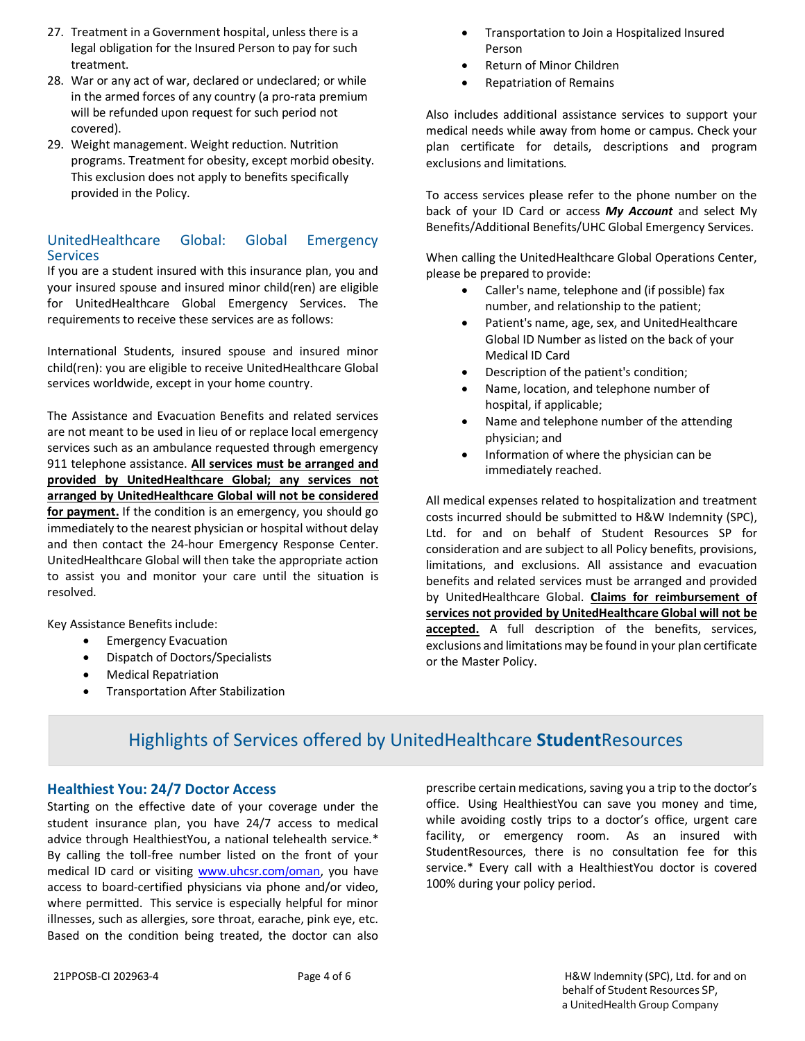27. Treatment in a Government hospital, unless there is a legal obligation for the Insured Person to pay for such treatment.
28. War or any act of war, declared or undeclared; or while in the armed forces of any country (a pro-rata premium will be refunded upon request for such period not covered).
29. Weight management. Weight reduction. Nutrition programs. Treatment for obesity, except morbid obesity. This exclusion does not apply to benefits specifically provided in the Policy.

### UnitedHealthcare Global: Global Emergency Services

If you are a student insured with this insurance plan, you and your insured spouse and insured minor child(ren) are eligible for UnitedHealthcare Global Emergency Services. The requirements to receive these services are as follows:

International Students, insured spouse and insured minor child(ren): you are eligible to receive UnitedHealthcare Global services worldwide, except in your home country.

The Assistance and Evacuation Benefits and related services are not meant to be used in lieu of or replace local emergency services such as an ambulance requested through emergency 911 telephone assistance. **All services must be arranged and provided by UnitedHealthcare Global; any services not arranged by UnitedHealthcare Global will not be considered for payment.** If the condition is an emergency, you should go immediately to the nearest physician or hospital without delay and then contact the 24-hour Emergency Response Center. UnitedHealthcare Global will then take the appropriate action to assist you and monitor your care until the situation is resolved.

Key Assistance Benefits include:

- Emergency Evacuation
- Dispatch of Doctors/Specialists
- Medical Repatriation
- Transportation After Stabilization
- Transportation to Join a Hospitalized Insured Person
- Return of Minor Children
- Repatriation of Remains

Also includes additional assistance services to support your medical needs while away from home or campus. Check your plan certificate for details, descriptions and program exclusions and limitations.

To access services please refer to the phone number on the back of your ID Card or access ***My Account*** and select My Benefits/Additional Benefits/UHC Global Emergency Services.

When calling the UnitedHealthcare Global Operations Center, please be prepared to provide:

- Caller's name, telephone and (if possible) fax number, and relationship to the patient;
- Patient's name, age, sex, and UnitedHealthcare Global ID Number as listed on the back of your Medical ID Card
- Description of the patient's condition;
- Name, location, and telephone number of hospital, if applicable;
- Name and telephone number of the attending physician; and
- Information of where the physician can be immediately reached.

All medical expenses related to hospitalization and treatment costs incurred should be submitted to H&W Indemnity (SPC), Ltd. for and on behalf of Student Resources SP for consideration and are subject to all Policy benefits, provisions, limitations, and exclusions. All assistance and evacuation benefits and related services must be arranged and provided by UnitedHealthcare Global. **Claims for reimbursement of services not provided by UnitedHealthcare Global will not be accepted.** A full description of the benefits, services, exclusions and limitations may be found in your plan certificate or the Master Policy.

## Highlights of Services offered by UnitedHealthcare **Student**Resources

### Healthiest You: 24/7 Doctor Access

Starting on the effective date of your coverage under the student insurance plan, you have 24/7 access to medical advice through HealthiestYou, a national telehealth service.* By calling the toll-free number listed on the front of your medical ID card or visiting [www.uhcsr.com/oman](www.uhcsr.com/oman), you have access to board-certified physicians via phone and/or video, where permitted. This service is especially helpful for minor illnesses, such as allergies, sore throat, earache, pink eye, etc. Based on the condition being treated, the doctor can also prescribe certain medications, saving you a trip to the doctor's office. Using HealthiestYou can save you money and time, while avoiding costly trips to a doctor's office, urgent care facility, or emergency room. As an insured with StudentResources, there is no consultation fee for this service.* Every call with a HealthiestYou doctor is covered 100% during your policy period.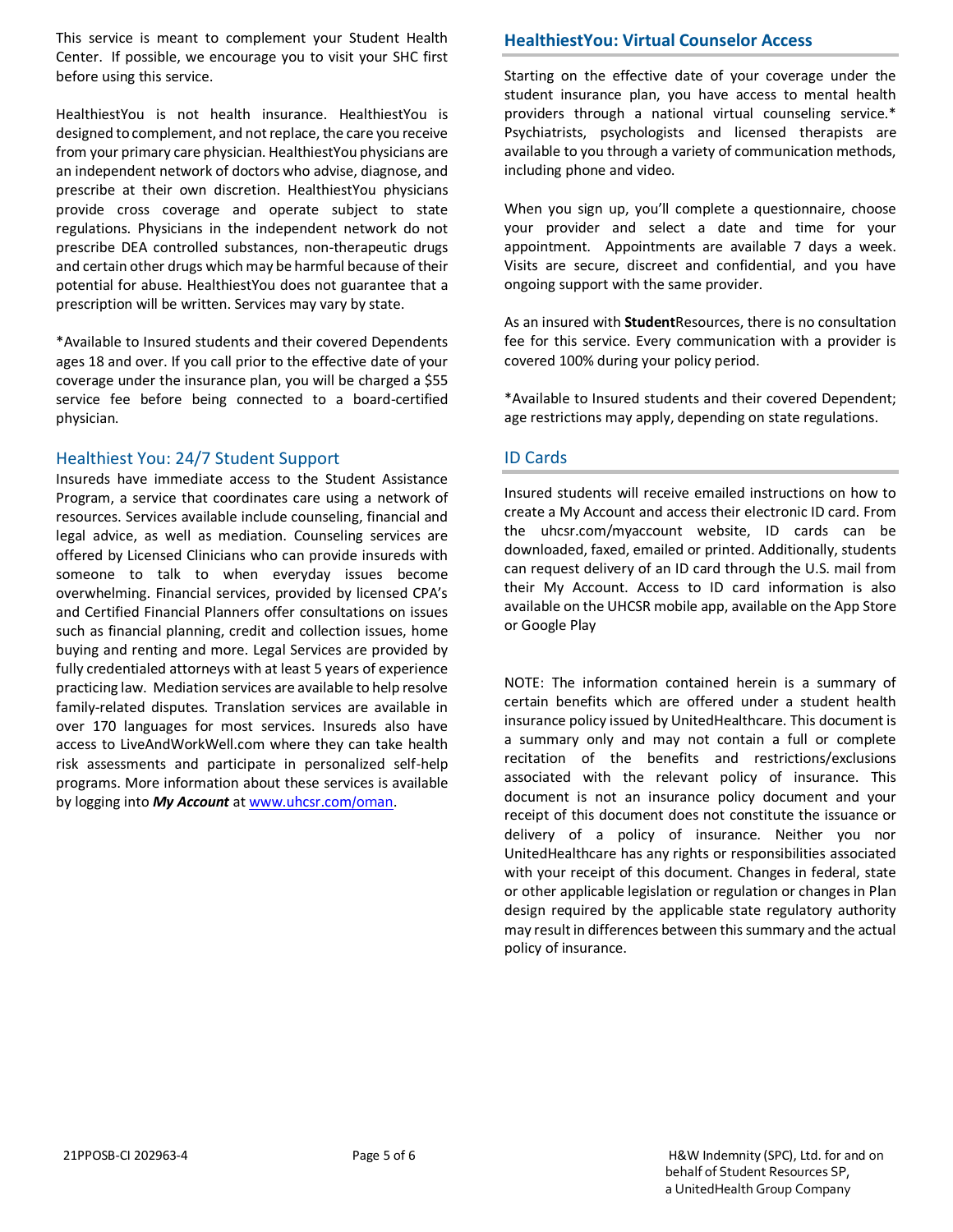This service is meant to complement your Student Health Center. If possible, we encourage you to visit your SHC first before using this service.

HealthiestYou is not health insurance. HealthiestYou is designed to complement, and not replace, the care you receive from your primary care physician. HealthiestYou physicians are an independent network of doctors who advise, diagnose, and prescribe at their own discretion. HealthiestYou physicians provide cross coverage and operate subject to state regulations. Physicians in the independent network do not prescribe DEA controlled substances, non-therapeutic drugs and certain other drugs which may be harmful because of their potential for abuse. HealthiestYou does not guarantee that a prescription will be written. Services may vary by state.

*Available to Insured students and their covered Dependents ages 18 and over. If you call prior to the effective date of your coverage under the insurance plan, you will be charged a $55 service fee before being connected to a board-certified physician.

## Healthiest You: 24/7 Student Support

Insureds have immediate access to the Student Assistance Program, a service that coordinates care using a network of resources. Services available include counseling, financial and legal advice, as well as mediation. Counseling services are offered by Licensed Clinicians who can provide insureds with someone to talk to when everyday issues become overwhelming. Financial services, provided by licensed CPA's and Certified Financial Planners offer consultations on issues such as financial planning, credit and collection issues, home buying and renting and more. Legal Services are provided by fully credentialed attorneys with at least 5 years of experience practicing law. Mediation services are available to help resolve family-related disputes. Translation services are available in over 170 languages for most services. Insureds also have access to LiveAndWorkWell.com where they can take health risk assessments and participate in personalized self-help programs. More information about these services is available by logging into ***My Account*** at www.uhcsr.com/oman.

## HealthiestYou: Virtual Counselor Access

Starting on the effective date of your coverage under the student insurance plan, you have access to mental health providers through a national virtual counseling service.* Psychiatrists, psychologists and licensed therapists are available to you through a variety of communication methods, including phone and video.

When you sign up, you'll complete a questionnaire, choose your provider and select a date and time for your appointment. Appointments are available 7 days a week. Visits are secure, discreet and confidential, and you have ongoing support with the same provider.

As an insured with **Student**Resources, there is no consultation fee for this service. Every communication with a provider is covered 100% during your policy period.

*Available to Insured students and their covered Dependent; age restrictions may apply, depending on state regulations.

## ID Cards

Insured students will receive emailed instructions on how to create a My Account and access their electronic ID card. From the uhcsr.com/myaccount website, ID cards can be downloaded, faxed, emailed or printed. Additionally, students can request delivery of an ID card through the U.S. mail from their My Account. Access to ID card information is also available on the UHCSR mobile app, available on the App Store or Google Play

NOTE: The information contained herein is a summary of certain benefits which are offered under a student health insurance policy issued by UnitedHealthcare. This document is a summary only and may not contain a full or complete recitation of the benefits and restrictions/exclusions associated with the relevant policy of insurance. This document is not an insurance policy document and your receipt of this document does not constitute the issuance or delivery of a policy of insurance. Neither you nor UnitedHealthcare has any rights or responsibilities associated with your receipt of this document. Changes in federal, state or other applicable legislation or regulation or changes in Plan design required by the applicable state regulatory authority may result in differences between this summary and the actual policy of insurance.

21PPOSB-CI 202963-4

H&W Indemnity (SPC), Ltd. for and on behalf of Student Resources SP, a UnitedHealth Group Company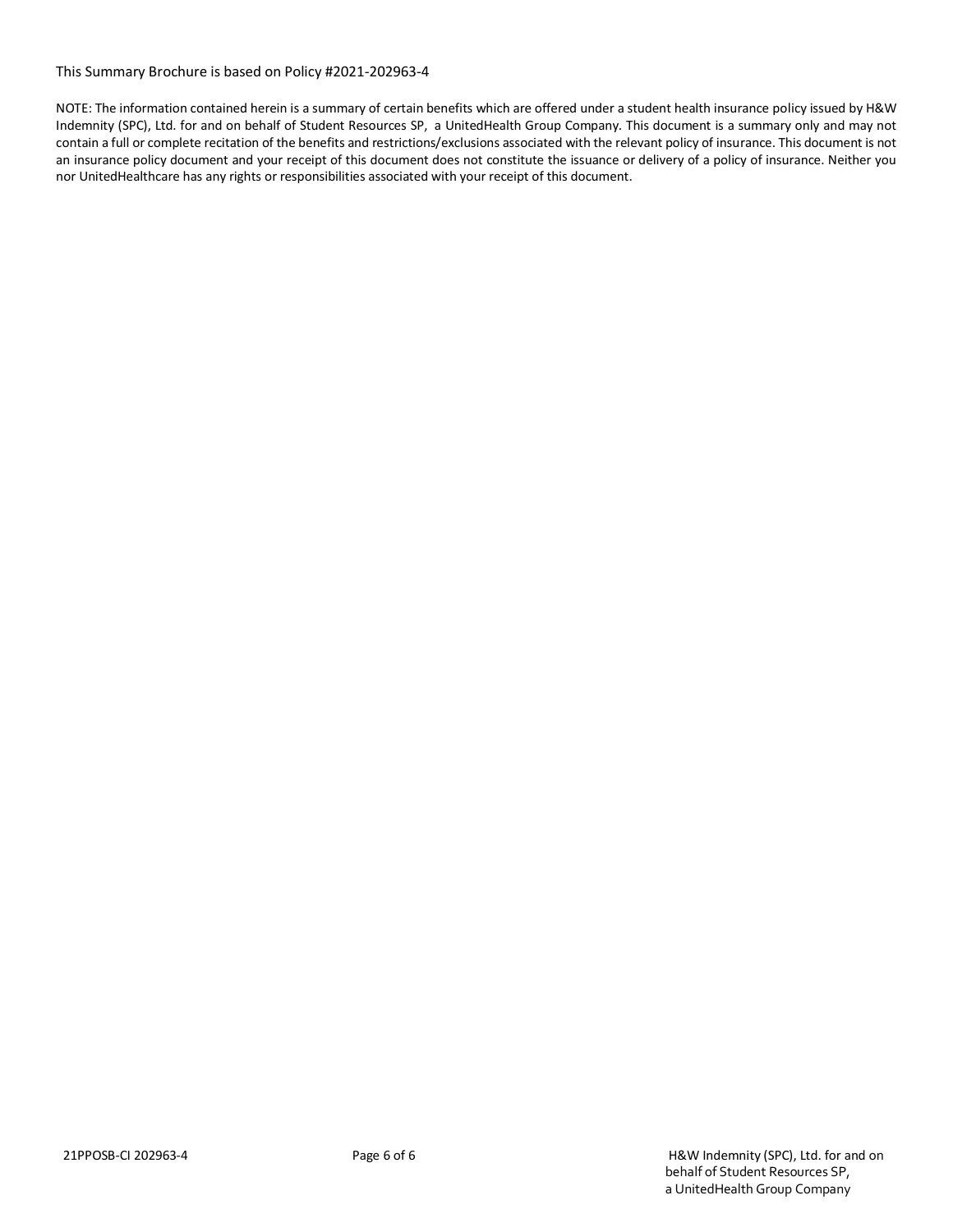This Summary Brochure is based on Policy #2021-202963-4

NOTE: The information contained herein is a summary of certain benefits which are offered under a student health insurance policy issued by H&W Indemnity (SPC), Ltd. for and on behalf of Student Resources SP, a UnitedHealth Group Company. This document is a summary only and may not contain a full or complete recitation of the benefits and restrictions/exclusions associated with the relevant policy of insurance. This document is not an insurance policy document and your receipt of this document does not constitute the issuance or delivery of a policy of insurance. Neither you nor UnitedHealthcare has any rights or responsibilities associated with your receipt of this document.